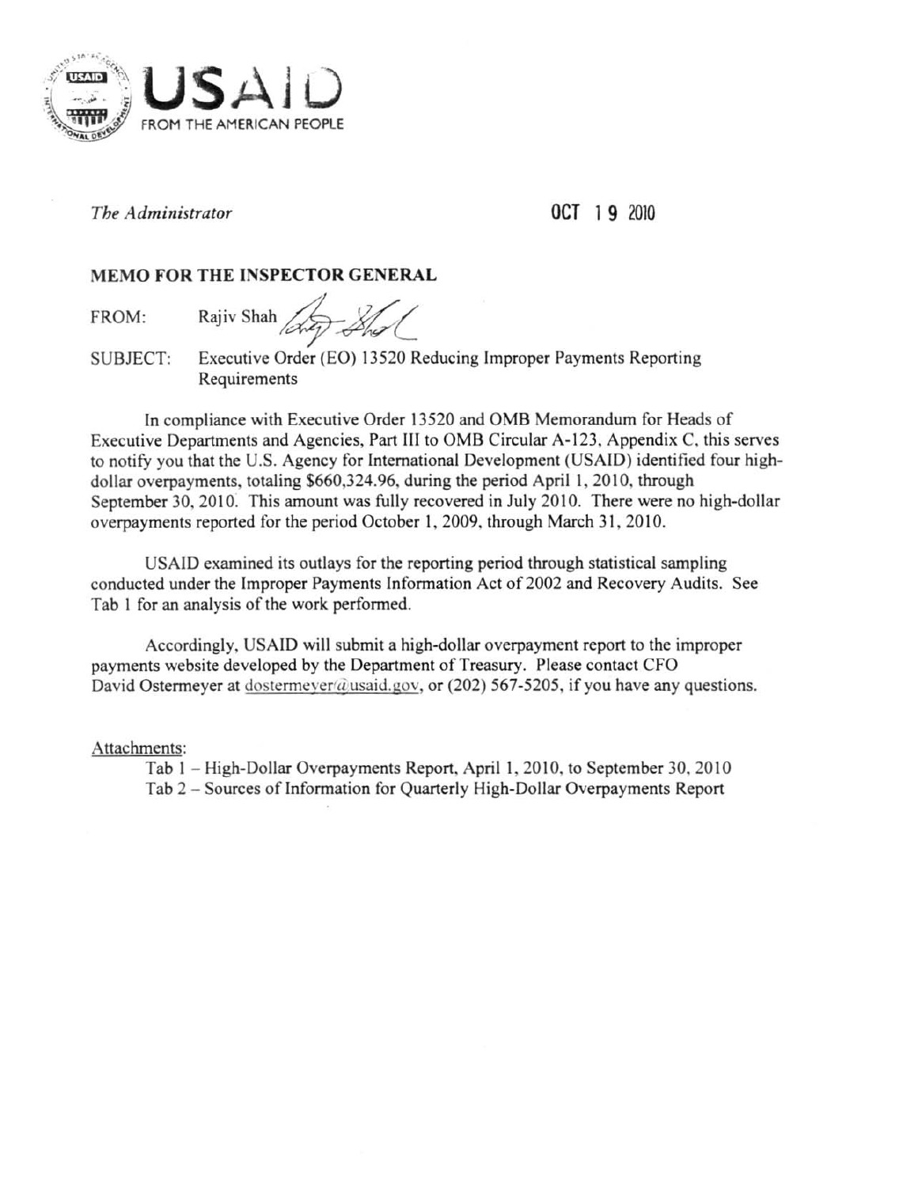USAID
FROM THE AMERICAN PEOPLE

*The Administrator*

OCT 19 2010

**MEMO FOR THE INSPECTOR GENERAL**

FROM: Rajiv Shah

SUBJECT: Executive Order (EO) 13520 Reducing Improper Payments Reporting Requirements

In compliance with Executive Order 13520 and OMB Memorandum for Heads of Executive Departments and Agencies, Part III to OMB Circular A-123, Appendix C, this serves to notify you that the U.S. Agency for International Development (USAID) identified four high-dollar overpayments, totaling $660,324.96, during the period April 1, 2010, through September 30, 2010. This amount was fully recovered in July 2010. There were no high-dollar overpayments reported for the period October 1, 2009, through March 31, 2010.

USAID examined its outlays for the reporting period through statistical sampling conducted under the Improper Payments Information Act of 2002 and Recovery Audits. See Tab 1 for an analysis of the work performed.

Accordingly, USAID will submit a high-dollar overpayment report to the improper payments website developed by the Department of Treasury. Please contact CFO David Ostermeyer at dostermeyer@usaid.gov, or (202) 567-5205, if you have any questions.

Attachments:

Tab 1 – High-Dollar Overpayments Report, April 1, 2010, to September 30, 2010
Tab 2 – Sources of Information for Quarterly High-Dollar Overpayments Report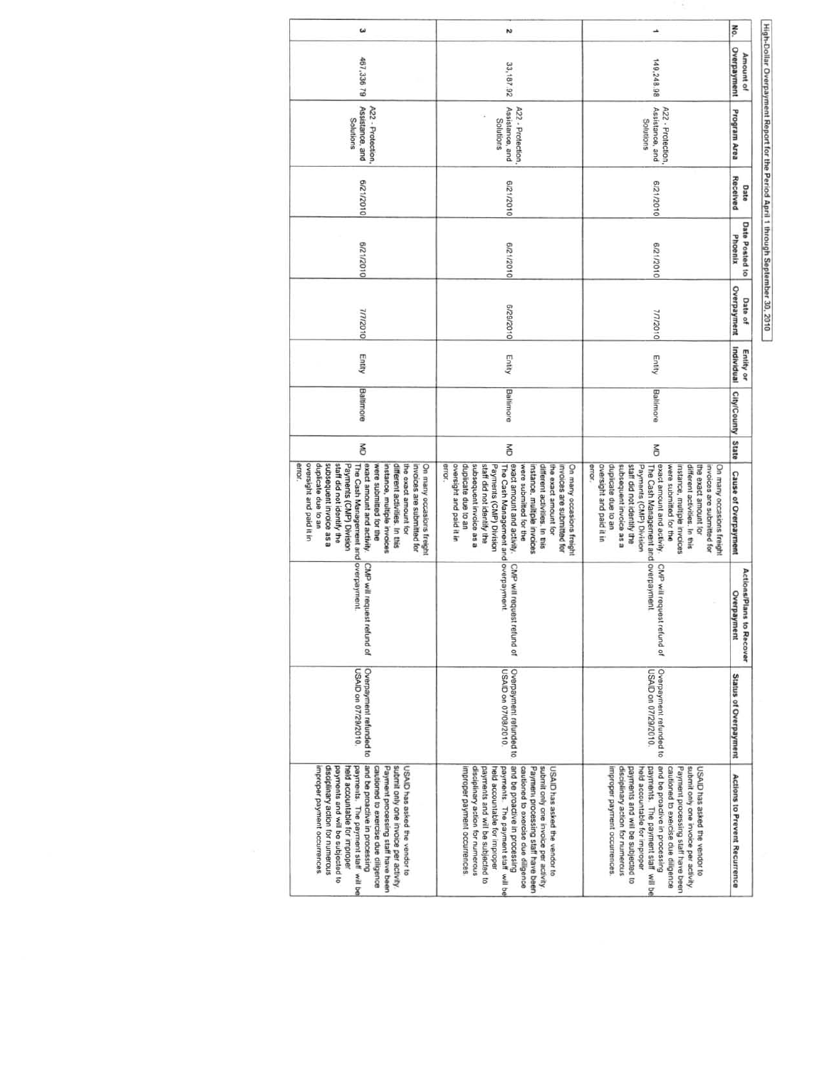High-Dollar Overpayment Report for the Period April 1 through September 30, 2010

| No. | Amount of Overpayment | Program Area | Date Received | Date Posted to Phoenix | Date of Overpayment | Entity or Individual | City/County | State | Cause of Overpayment | Actions/Plans to Recover Overpayment | Status of Overpayment | Actions to Prevent Recurrence |
|---|---|---|---|---|---|---|---|---|---|---|---|---|
| 1 | 149,248.98 | A22 - Protection, Assistance, and Solutions | 6/21/2010 | 6/21/2010 | 7/7/2010 | Entity | Baltimore | MD | On many occasions freight invoices are submitted for the exact amount for different activities. In this instance, multiple invoices were submitted for the exact amount and activity. The Cash Management and Payments (CMP) Division staff did not identify the subsequent invoice as a duplicate due to an oversight and paid it in error. | CMP will request refund of overpayment. | Overpayment refunded to USAID on 07/29/2010. | USAID has asked the vendor to submit only one invoice per activity. Payment processing staff have been cautioned to exercise due diligence and be proactive in processing payments. The payment staff will be held accountable for improper payments and will be subjected to disciplinary action for numerous improper payment occurrences. |
| 2 | 33,187.92 | A22 - Protection, Assistance, and Solutions | 6/21/2010 | 6/21/2010 | 6/29/2010 | Entity | Baltimore | MD | On many occasions freight invoices are submitted for the exact amount for different activities. In this instance, multiple invoices were submitted for the exact amount and activity. The Cash Management and Payments (CMP) Division staff did not identify the subsequent invoice as a duplicate due to an oversight and paid it in error. | CMP will request refund of overpayment. | Overpayment refunded to USAID on 07/08/2010. | USAID has asked the vendor to submit only one invoice per activity. Payment processing staff have been cautioned to exercise due diligence and be proactive in processing payments. The payment staff will be held accountable for improper payments and will be subjected to disciplinary action for numerous improper payment occurrences. |
| 3 | 467,336.79 | A22 - Protection, Assistance, and Solutions | 6/21/2010 | 6/21/2010 | 7/7/2010 | Entity | Baltimore | MD | On many occasions freight invoices are submitted for the exact amount for different activities. In this instance, multiple invoices were submitted for the exact amount and activity. The Cash Management and Payments (CMP) Division staff did not identify the subsequent invoice as a duplicate due to an oversight and paid it in error. | CMP will request refund of overpayment. | Overpayment refunded to USAID on 07/29/2010. | USAID has asked the vendor to submit only one invoice per activity. Payment processing staff have been cautioned to exercise due diligence and be proactive in processing payments. The payment staff will be held accountable for improper payments and will be subjected to disciplinary action for numerous improper payment occurrences. |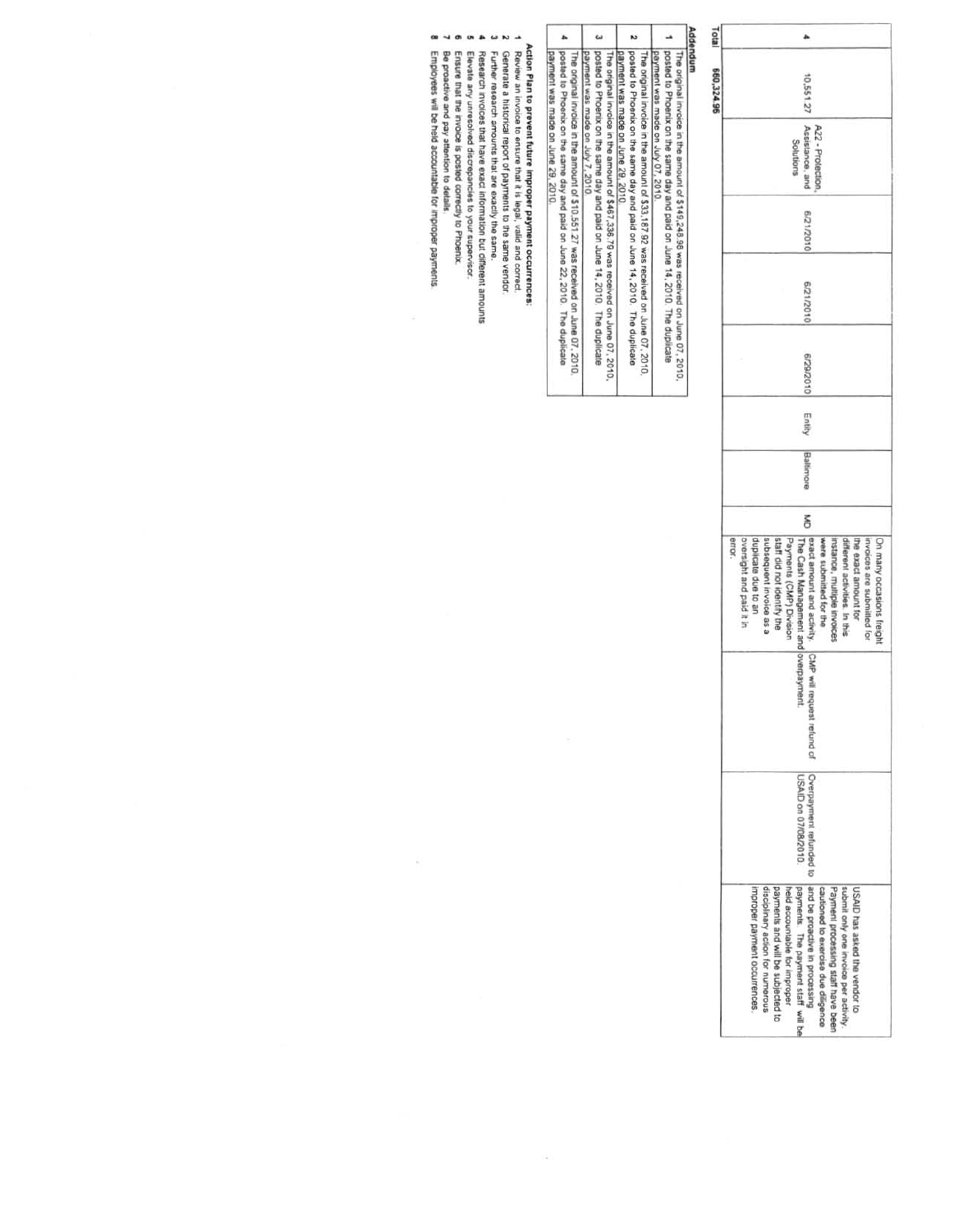| | | | | | | | | | | | |
|---|---|---|---|---|---|---|---|---|---|---|---|
| 4 | 10,551.27 | A22 - Protection, Assistance, and Solutions | 6/21/2010 | 6/21/2010 | 6/29/2010 | Entity | Baltimore | MD | On many occasions freight invoices are submitted for the exact amount for different activities. In this instance, multiple invoices were submitted for the exact amount and activity. The Cash Management and Payments (CMP) Division staff did not identify the subsequent invoice as a duplicate due to an oversight and paid it in error. | CMP will request refund of overpayment. | Overpayment refunded to USAID on 07/08/2010. | USAID has asked the vendor to submit only one invoice per activity. Payment processing staff have been cautioned to exercise due diligence and be proactive in processing payments. The payment staff will be held accountable for improper payments and will be subjected to disciplinary action for numerous improper payment occurrences. |

**Total** **660,324.96**

**Addendum**

| | |
|---|---|
| 1 | The original invoice in the amount of $149,248.98 was received on June 07, 2010, posted to Phoenix on the same day and paid on June 14, 2010. The duplicate payment was made on July 07, 2010. |
| 2 | The original invoice in the amount of $33,187.92 was received on June 07, 2010, posted to Phoenix on the same day and paid on June 14, 2010. The duplicate payment was made on June 29, 2010. |
| 3 | The original invoice in the amount of $467,336.79 was received on June 07, 2010, posted to Phoenix on the same day and paid on June 14, 2010. The duplicate payment was made on July 7, 2010. |
| 4 | The original invoice in the amount of $10,551.27 was received on June 07, 2010, posted to Phoenix on the same day and paid on June 22, 2010. The duplicate payment was made on June 29, 2010. |

**Action Plan to prevent future improper payment occurrences:**

1. Review an invoice to ensure that it is legal, valid and correct.
2. Generate a historical report of payments to the same vendor.
3. Further research amounts that are exactly the same.
4. Research invoices that have exact information but different amounts.
5. Elevate any unresolved discrepancies to your supervisor.
6. Ensure that the invoice is posted correctly to Phoenix.
7. Be proactive and pay attention to details.
8. Employees will be held accountable for improper payments.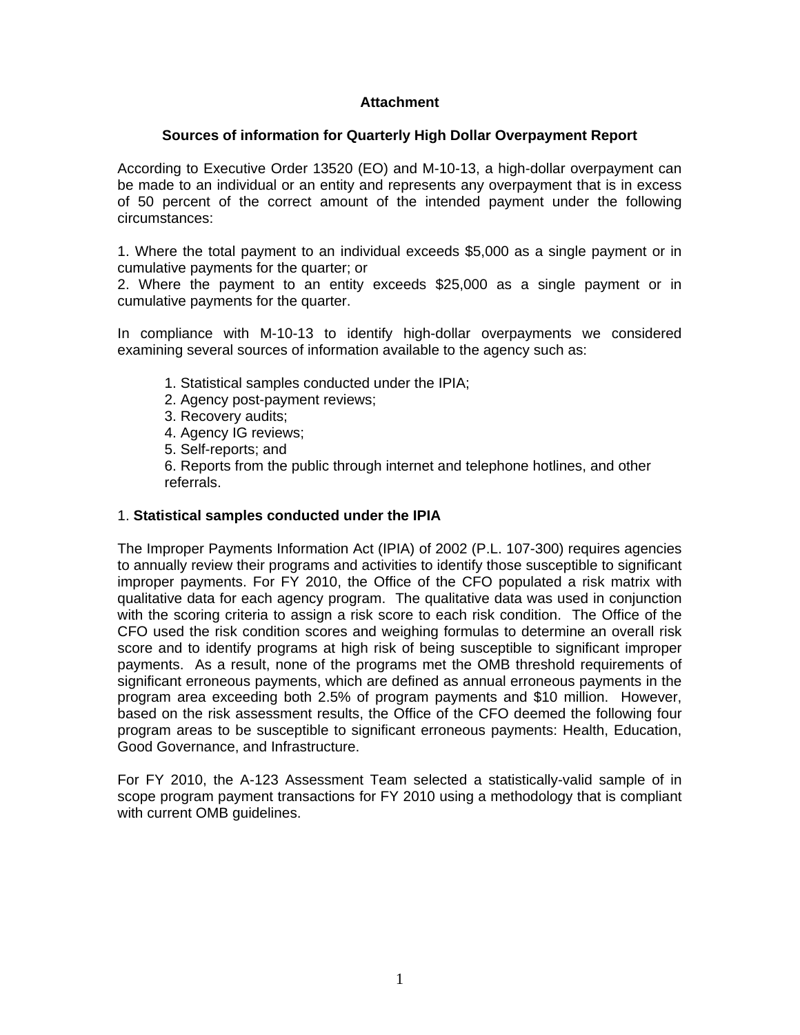**Attachment**

**Sources of information for Quarterly High Dollar Overpayment Report**

According to Executive Order 13520 (EO) and M-10-13, a high-dollar overpayment can be made to an individual or an entity and represents any overpayment that is in excess of 50 percent of the correct amount of the intended payment under the following circumstances:

1. Where the total payment to an individual exceeds $5,000 as a single payment or in cumulative payments for the quarter; or
2. Where the payment to an entity exceeds $25,000 as a single payment or in cumulative payments for the quarter.

In compliance with M-10-13 to identify high-dollar overpayments we considered examining several sources of information available to the agency such as:

1. Statistical samples conducted under the IPIA;
2. Agency post-payment reviews;
3. Recovery audits;
4. Agency IG reviews;
5. Self-reports; and
6. Reports from the public through internet and telephone hotlines, and other referrals.

1. **Statistical samples conducted under the IPIA**

The Improper Payments Information Act (IPIA) of 2002 (P.L. 107-300) requires agencies to annually review their programs and activities to identify those susceptible to significant improper payments. For FY 2010, the Office of the CFO populated a risk matrix with qualitative data for each agency program. The qualitative data was used in conjunction with the scoring criteria to assign a risk score to each risk condition. The Office of the CFO used the risk condition scores and weighing formulas to determine an overall risk score and to identify programs at high risk of being susceptible to significant improper payments. As a result, none of the programs met the OMB threshold requirements of significant erroneous payments, which are defined as annual erroneous payments in the program area exceeding both 2.5% of program payments and $10 million. However, based on the risk assessment results, the Office of the CFO deemed the following four program areas to be susceptible to significant erroneous payments: Health, Education, Good Governance, and Infrastructure.

For FY 2010, the A-123 Assessment Team selected a statistically-valid sample of in scope program payment transactions for FY 2010 using a methodology that is compliant with current OMB guidelines.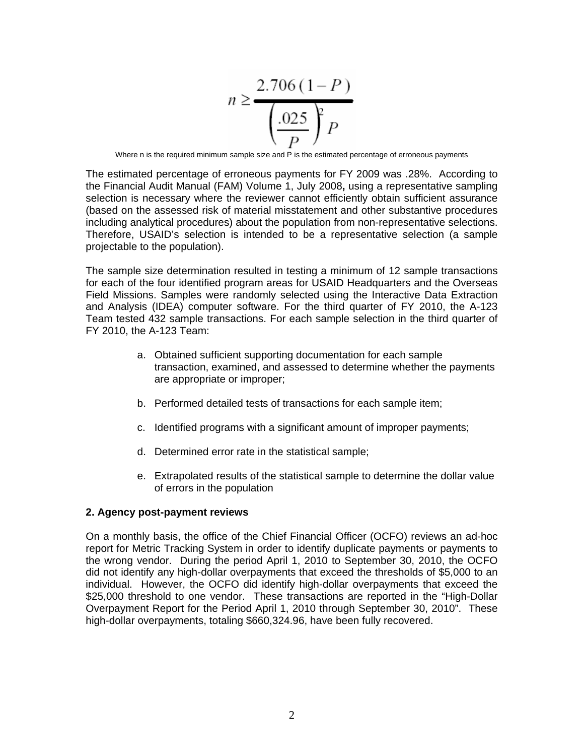$$n \geq \frac{2.706\,(1-P)}{\left(\frac{.025}{P}\right)^2 P}$$

Where n is the required minimum sample size and P is the estimated percentage of erroneous payments

The estimated percentage of erroneous payments for FY 2009 was .28%. According to the Financial Audit Manual (FAM) Volume 1, July 2008**,** using a representative sampling selection is necessary where the reviewer cannot efficiently obtain sufficient assurance (based on the assessed risk of material misstatement and other substantive procedures including analytical procedures) about the population from non-representative selections. Therefore, USAID's selection is intended to be a representative selection (a sample projectable to the population).

The sample size determination resulted in testing a minimum of 12 sample transactions for each of the four identified program areas for USAID Headquarters and the Overseas Field Missions. Samples were randomly selected using the Interactive Data Extraction and Analysis (IDEA) computer software. For the third quarter of FY 2010, the A-123 Team tested 432 sample transactions. For each sample selection in the third quarter of FY 2010, the A-123 Team:

a. Obtained sufficient supporting documentation for each sample transaction, examined, and assessed to determine whether the payments are appropriate or improper;

b. Performed detailed tests of transactions for each sample item;

c. Identified programs with a significant amount of improper payments;

d. Determined error rate in the statistical sample;

e. Extrapolated results of the statistical sample to determine the dollar value of errors in the population

**2. Agency post-payment reviews**

On a monthly basis, the office of the Chief Financial Officer (OCFO) reviews an ad-hoc report for Metric Tracking System in order to identify duplicate payments or payments to the wrong vendor. During the period April 1, 2010 to September 30, 2010, the OCFO did not identify any high-dollar overpayments that exceed the thresholds of $5,000 to an individual. However, the OCFO did identify high-dollar overpayments that exceed the $25,000 threshold to one vendor. These transactions are reported in the "High-Dollar Overpayment Report for the Period April 1, 2010 through September 30, 2010". These high-dollar overpayments, totaling $660,324.96, have been fully recovered.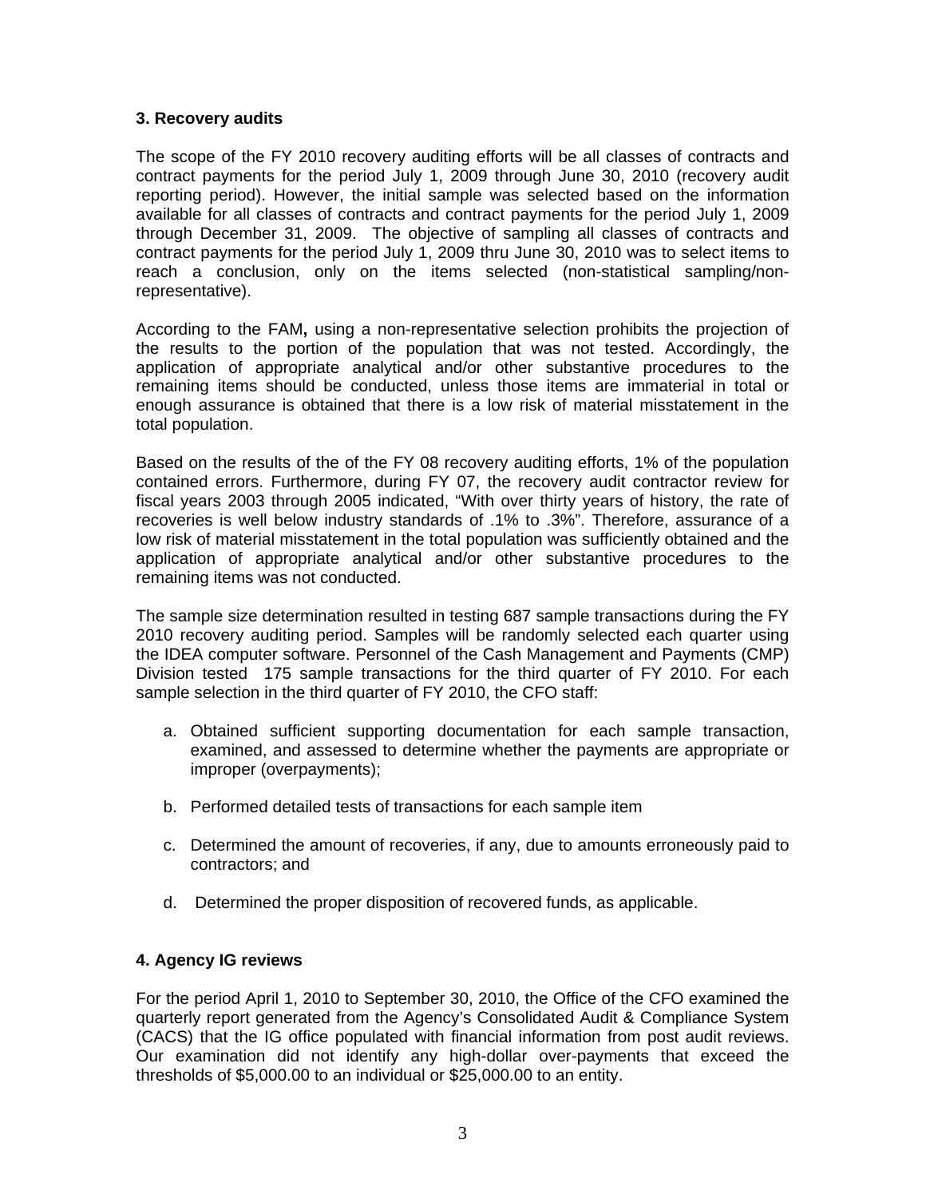### 3. Recovery audits

The scope of the FY 2010 recovery auditing efforts will be all classes of contracts and contract payments for the period July 1, 2009 through June 30, 2010 (recovery audit reporting period). However, the initial sample was selected based on the information available for all classes of contracts and contract payments for the period July 1, 2009 through December 31, 2009. The objective of sampling all classes of contracts and contract payments for the period July 1, 2009 thru June 30, 2010 was to select items to reach a conclusion, only on the items selected (non-statistical sampling/non-representative).

According to the FAM**,** using a non-representative selection prohibits the projection of the results to the portion of the population that was not tested. Accordingly, the application of appropriate analytical and/or other substantive procedures to the remaining items should be conducted, unless those items are immaterial in total or enough assurance is obtained that there is a low risk of material misstatement in the total population.

Based on the results of the of the FY 08 recovery auditing efforts, 1% of the population contained errors. Furthermore, during FY 07, the recovery audit contractor review for fiscal years 2003 through 2005 indicated, "With over thirty years of history, the rate of recoveries is well below industry standards of .1% to .3%". Therefore, assurance of a low risk of material misstatement in the total population was sufficiently obtained and the application of appropriate analytical and/or other substantive procedures to the remaining items was not conducted.

The sample size determination resulted in testing 687 sample transactions during the FY 2010 recovery auditing period. Samples will be randomly selected each quarter using the IDEA computer software. Personnel of the Cash Management and Payments (CMP) Division tested 175 sample transactions for the third quarter of FY 2010. For each sample selection in the third quarter of FY 2010, the CFO staff:

a. Obtained sufficient supporting documentation for each sample transaction, examined, and assessed to determine whether the payments are appropriate or improper (overpayments);

b. Performed detailed tests of transactions for each sample item

c. Determined the amount of recoveries, if any, due to amounts erroneously paid to contractors; and

d. Determined the proper disposition of recovered funds, as applicable.

### 4. Agency IG reviews

For the period April 1, 2010 to September 30, 2010, the Office of the CFO examined the quarterly report generated from the Agency's Consolidated Audit & Compliance System (CACS) that the IG office populated with financial information from post audit reviews. Our examination did not identify any high-dollar over-payments that exceed the thresholds of $5,000.00 to an individual or $25,000.00 to an entity.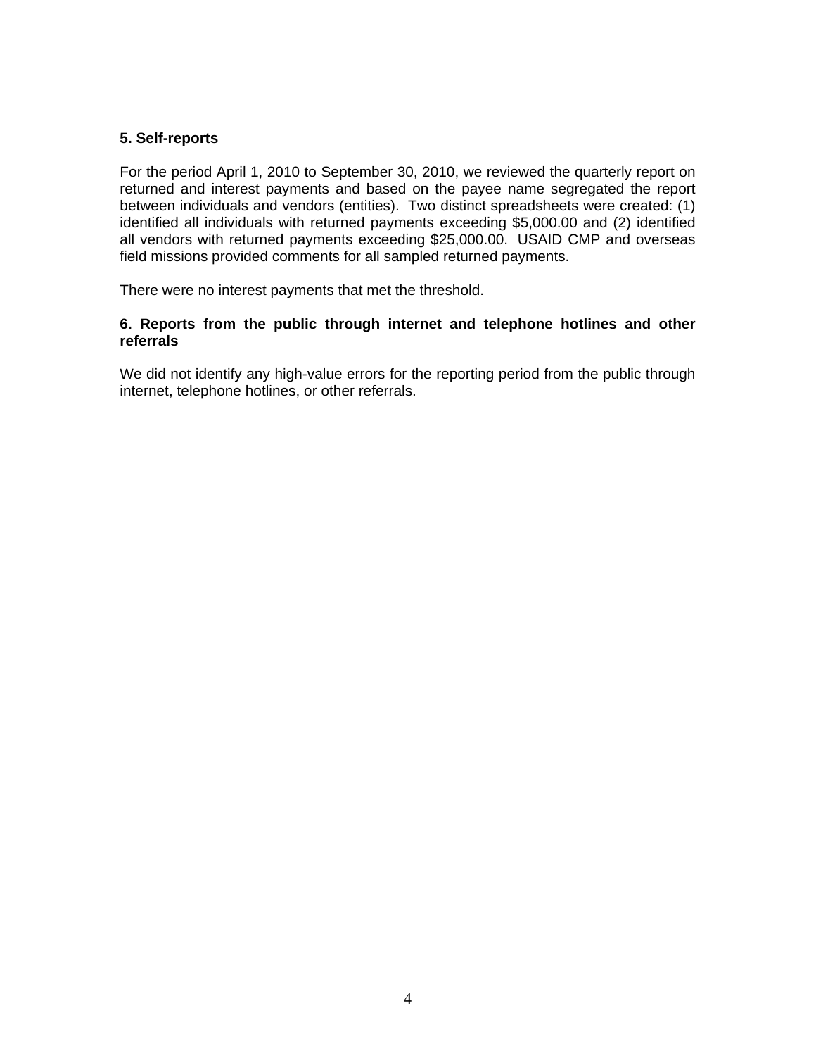**5. Self-reports**

For the period April 1, 2010 to September 30, 2010, we reviewed the quarterly report on returned and interest payments and based on the payee name segregated the report between individuals and vendors (entities). Two distinct spreadsheets were created: (1) identified all individuals with returned payments exceeding $5,000.00 and (2) identified all vendors with returned payments exceeding $25,000.00. USAID CMP and overseas field missions provided comments for all sampled returned payments.

There were no interest payments that met the threshold.

**6. Reports from the public through internet and telephone hotlines and other referrals**

We did not identify any high-value errors for the reporting period from the public through internet, telephone hotlines, or other referrals.